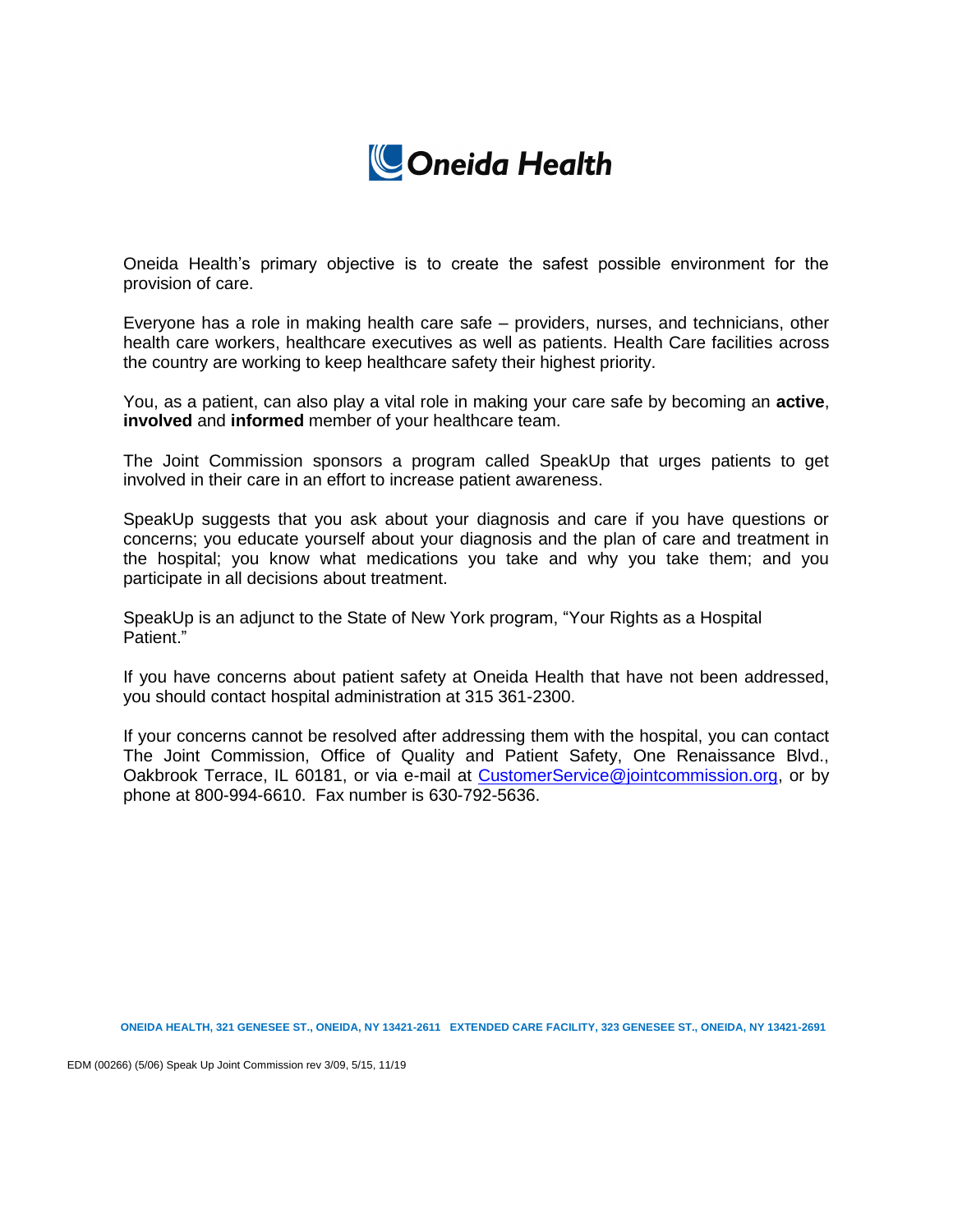# Oneida Health

Oneida Health's primary objective is to create the safest possible environment for the provision of care.

Everyone has a role in making health care safe – providers, nurses, and technicians, other health care workers, healthcare executives as well as patients. Health Care facilities across the country are working to keep healthcare safety their highest priority.

You, as a patient, can also play a vital role in making your care safe by becoming an **active**, **involved** and **informed** member of your healthcare team.

The Joint Commission sponsors a program called SpeakUp that urges patients to get involved in their care in an effort to increase patient awareness.

SpeakUp suggests that you ask about your diagnosis and care if you have questions or concerns; you educate yourself about your diagnosis and the plan of care and treatment in the hospital; you know what medications you take and why you take them; and you participate in all decisions about treatment.

SpeakUp is an adjunct to the State of New York program, "Your Rights as a Hospital Patient."

If you have concerns about patient safety at Oneida Health that have not been addressed, you should contact hospital administration at 315 361-2300.

If your concerns cannot be resolved after addressing them with the hospital, you can contact The Joint Commission, Office of Quality and Patient Safety, One Renaissance Blvd., Oakbrook Terrace, IL 60181, or via e-mail at CustomerService@jointcommission.org, or by phone at 800-994-6610. Fax number is 630-792-5636.

ONEIDA HEALTH, 321 GENESEE ST., ONEIDA, NY 13421-2611 EXTENDED CARE FACILITY, 323 GENESEE ST., ONEIDA, NY 13421-2691

EDM (00266) (5/06) Speak Up Joint Commission rev 3/09, 5/15, 11/19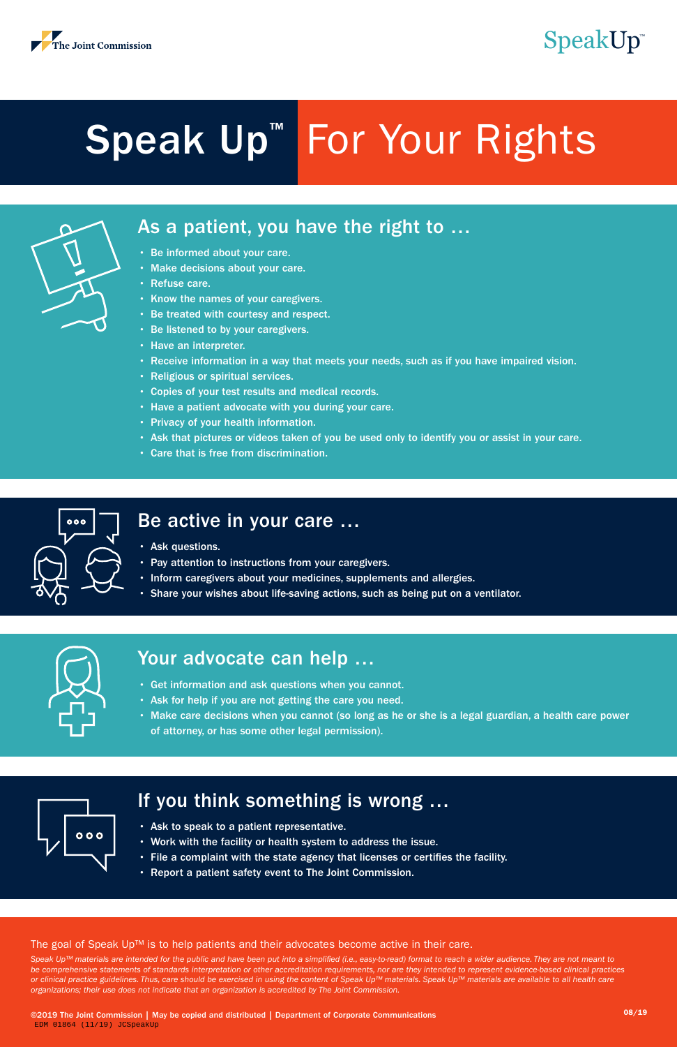The Joint Commission

SpeakUp™

# Speak Up™ For Your Rights

## As a patient, you have the right to …

- Be informed about your care.
- Make decisions about your care.
- Refuse care.
- Know the names of your caregivers.
- Be treated with courtesy and respect.
- Be listened to by your caregivers.
- Have an interpreter.
- Receive information in a way that meets your needs, such as if you have impaired vision.
- Religious or spiritual services.
- Copies of your test results and medical records.
- Have a patient advocate with you during your care.
- Privacy of your health information.
- Ask that pictures or videos taken of you be used only to identify you or assist in your care.
- Care that is free from discrimination.

## Be active in your care …

- Ask questions.
- Pay attention to instructions from your caregivers.
- Inform caregivers about your medicines, supplements and allergies.
- Share your wishes about life-saving actions, such as being put on a ventilator.

## Your advocate can help …

- Get information and ask questions when you cannot.
- Ask for help if you are not getting the care you need.
- Make care decisions when you cannot (so long as he or she is a legal guardian, a health care power of attorney, or has some other legal permission).

## If you think something is wrong …

- Ask to speak to a patient representative.
- Work with the facility or health system to address the issue.
- File a complaint with the state agency that licenses or certifies the facility.
- Report a patient safety event to The Joint Commission.

The goal of Speak Up™ is to help patients and their advocates become active in their care.

*Speak Up™ materials are intended for the public and have been put into a simplified (i.e., easy-to-read) format to reach a wider audience. They are not meant to be comprehensive statements of standards interpretation or other accreditation requirements, nor are they intended to represent evidence-based clinical practices or clinical practice guidelines. Thus, care should be exercised in using the content of Speak Up™ materials. Speak Up™ materials are available to all health care organizations; their use does not indicate that an organization is accredited by The Joint Commission.*

**©2019 The Joint Commission | May be copied and distributed | Department of Corporate Communications** **08/19**

EDM 01864 (11/19) JCSpeakUp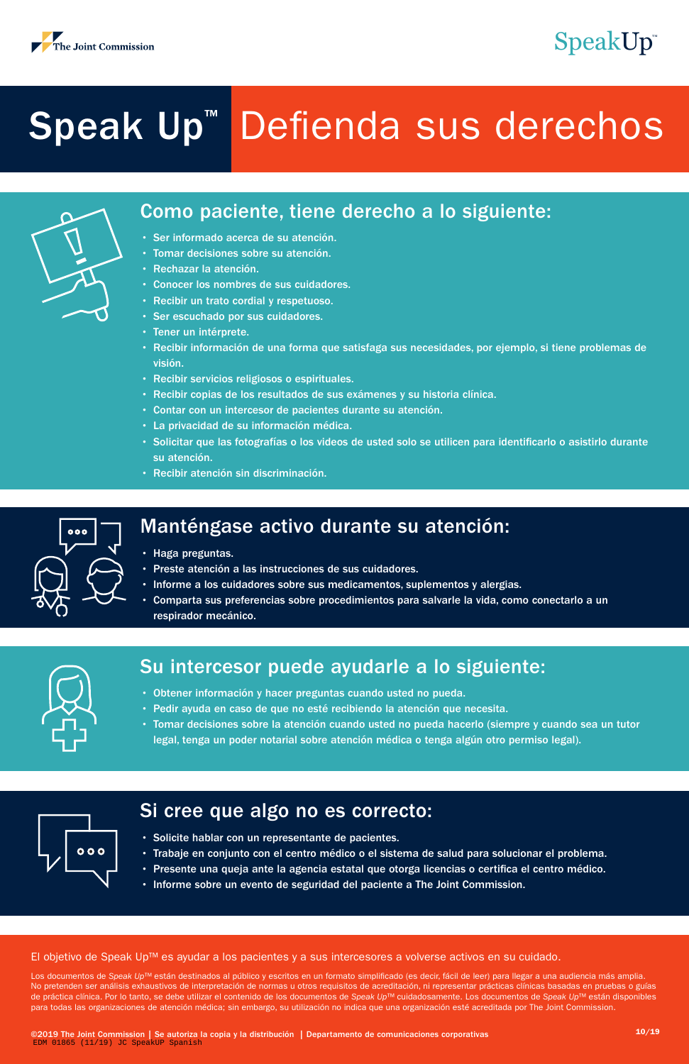The Joint Commission

SpeakUp™

# Speak Up™ Defienda sus derechos

## Como paciente, tiene derecho a lo siguiente:

- Ser informado acerca de su atención.
- Tomar decisiones sobre su atención.
- Rechazar la atención.
- Conocer los nombres de sus cuidadores.
- Recibir un trato cordial y respetuoso.
- Ser escuchado por sus cuidadores.
- Tener un intérprete.
- Recibir información de una forma que satisfaga sus necesidades, por ejemplo, si tiene problemas de visión.
- Recibir servicios religiosos o espirituales.
- Recibir copias de los resultados de sus exámenes y su historia clínica.
- Contar con un intercesor de pacientes durante su atención.
- La privacidad de su información médica.
- Solicitar que las fotografías o los videos de usted solo se utilicen para identificarlo o asistirlo durante su atención.
- Recibir atención sin discriminación.

## Manténgase activo durante su atención:

- Haga preguntas.
- Preste atención a las instrucciones de sus cuidadores.
- Informe a los cuidadores sobre sus medicamentos, suplementos y alergias.
- Comparta sus preferencias sobre procedimientos para salvarle la vida, como conectarlo a un respirador mecánico.

## Su intercesor puede ayudarle a lo siguiente:

- Obtener información y hacer preguntas cuando usted no pueda.
- Pedir ayuda en caso de que no esté recibiendo la atención que necesita.
- Tomar decisiones sobre la atención cuando usted no pueda hacerlo (siempre y cuando sea un tutor legal, tenga un poder notarial sobre atención médica o tenga algún otro permiso legal).

## Si cree que algo no es correcto:

- Solicite hablar con un representante de pacientes.
- Trabaje en conjunto con el centro médico o el sistema de salud para solucionar el problema.
- Presente una queja ante la agencia estatal que otorga licencias o certifica el centro médico.
- Informe sobre un evento de seguridad del paciente a The Joint Commission.

El objetivo de Speak Up™ es ayudar a los pacientes y a sus intercesores a volverse activos en su cuidado.

Los documentos de *Speak Up*™ están destinados al público y escritos en un formato simplificado (es decir, fácil de leer) para llegar a una audiencia más amplia. No pretenden ser análisis exhaustivos de interpretación de normas u otros requisitos de acreditación, ni representar prácticas clínicas basadas en pruebas o guías de práctica clínica. Por lo tanto, se debe utilizar el contenido de los documentos de *Speak Up*™ cuidadosamente. Los documentos de *Speak Up*™ están disponibles para todas las organizaciones de atención médica; sin embargo, su utilización no indica que una organización esté acreditada por The Joint Commission.

©2019 The Joint Commission | Se autoriza la copia y la distribución | Departamento de comunicaciones corporativas

EDM 01865 (11/19) JC SpeakUP Spanish

10/19